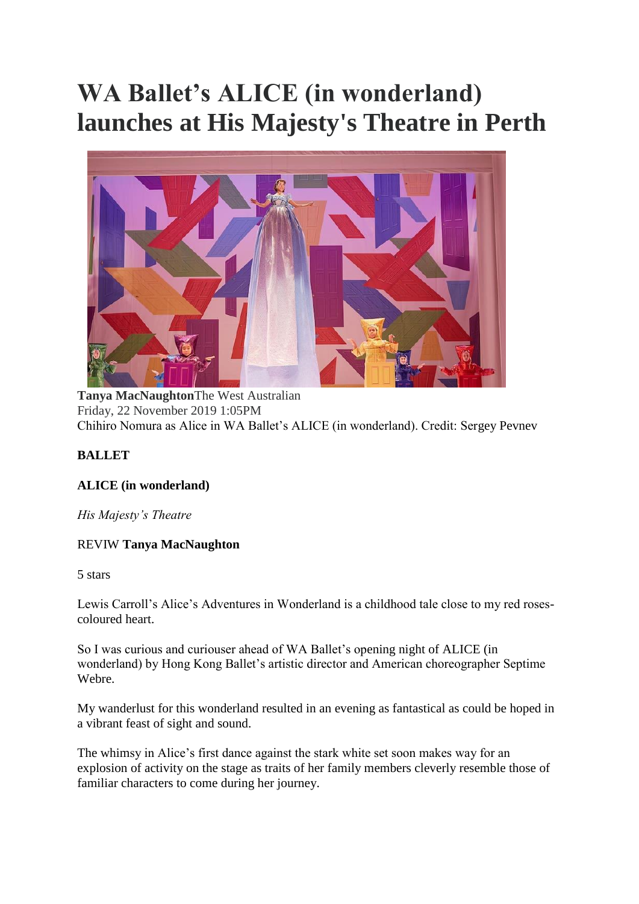# WA Ballet's ALICE (in wonderland) launches at His Majesty's Theatre in Perth

**Tanya MacNaughton**The West Australian
Friday, 22 November 2019 1:05PM
Chihiro Nomura as Alice in WA Ballet's ALICE (in wonderland). Credit: Sergey Pevnev

**BALLET**

**ALICE (in wonderland)**

*His Majesty's Theatre*

REVIW **Tanya MacNaughton**

5 stars

Lewis Carroll's Alice's Adventures in Wonderland is a childhood tale close to my red roses-coloured heart.

So I was curious and curiouser ahead of WA Ballet's opening night of ALICE (in wonderland) by Hong Kong Ballet's artistic director and American choreographer Septime Webre.

My wanderlust for this wonderland resulted in an evening as fantastical as could be hoped in a vibrant feast of sight and sound.

The whimsy in Alice's first dance against the stark white set soon makes way for an explosion of activity on the stage as traits of her family members cleverly resemble those of familiar characters to come during her journey.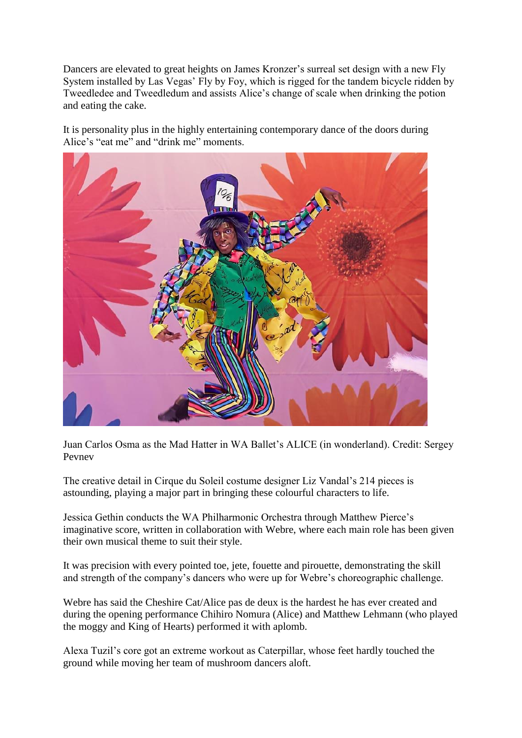Dancers are elevated to great heights on James Kronzer's surreal set design with a new Fly System installed by Las Vegas' Fly by Foy, which is rigged for the tandem bicycle ridden by Tweedledee and Tweedledum and assists Alice's change of scale when drinking the potion and eating the cake.

It is personality plus in the highly entertaining contemporary dance of the doors during Alice's "eat me" and "drink me" moments.

Juan Carlos Osma as the Mad Hatter in WA Ballet's ALICE (in wonderland). Credit: Sergey Pevnev

The creative detail in Cirque du Soleil costume designer Liz Vandal's 214 pieces is astounding, playing a major part in bringing these colourful characters to life.

Jessica Gethin conducts the WA Philharmonic Orchestra through Matthew Pierce's imaginative score, written in collaboration with Webre, where each main role has been given their own musical theme to suit their style.

It was precision with every pointed toe, jete, fouette and pirouette, demonstrating the skill and strength of the company's dancers who were up for Webre's choreographic challenge.

Webre has said the Cheshire Cat/Alice pas de deux is the hardest he has ever created and during the opening performance Chihiro Nomura (Alice) and Matthew Lehmann (who played the moggy and King of Hearts) performed it with aplomb.

Alexa Tuzil's core got an extreme workout as Caterpillar, whose feet hardly touched the ground while moving her team of mushroom dancers aloft.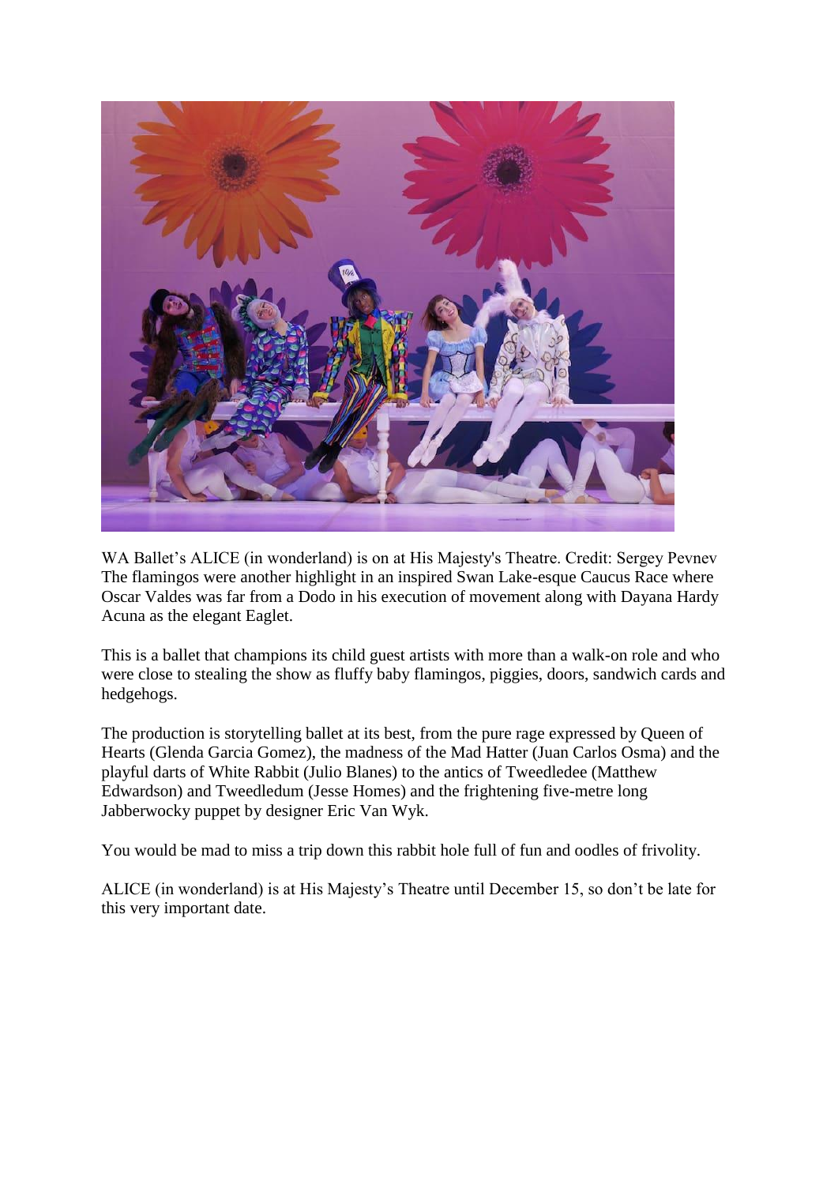WA Ballet's ALICE (in wonderland) is on at His Majesty's Theatre. Credit: Sergey Pevnev

The flamingos were another highlight in an inspired Swan Lake-esque Caucus Race where Oscar Valdes was far from a Dodo in his execution of movement along with Dayana Hardy Acuna as the elegant Eaglet.

This is a ballet that champions its child guest artists with more than a walk-on role and who were close to stealing the show as fluffy baby flamingos, piggies, doors, sandwich cards and hedgehogs.

The production is storytelling ballet at its best, from the pure rage expressed by Queen of Hearts (Glenda Garcia Gomez), the madness of the Mad Hatter (Juan Carlos Osma) and the playful darts of White Rabbit (Julio Blanes) to the antics of Tweedledee (Matthew Edwardson) and Tweedledum (Jesse Homes) and the frightening five-metre long Jabberwocky puppet by designer Eric Van Wyk.

You would be mad to miss a trip down this rabbit hole full of fun and oodles of frivolity.

ALICE (in wonderland) is at His Majesty's Theatre until December 15, so don't be late for this very important date.